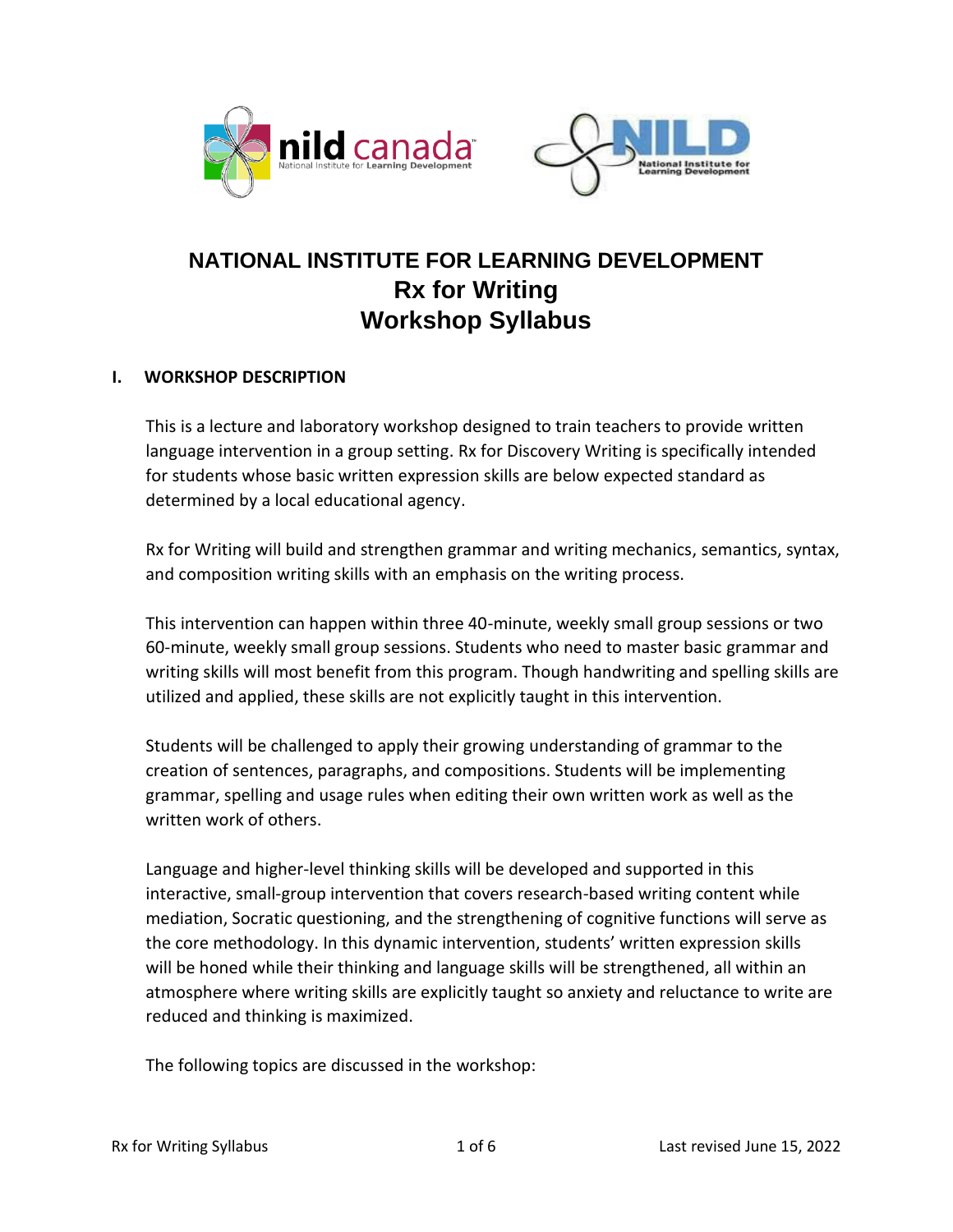# NATIONAL INSTITUTE FOR LEARNING DEVELOPMENT
## Rx for Writing
## Workshop Syllabus

### I. WORKSHOP DESCRIPTION

This is a lecture and laboratory workshop designed to train teachers to provide written language intervention in a group setting. Rx for Discovery Writing is specifically intended for students whose basic written expression skills are below expected standard as determined by a local educational agency.

Rx for Writing will build and strengthen grammar and writing mechanics, semantics, syntax, and composition writing skills with an emphasis on the writing process.

This intervention can happen within three 40-minute, weekly small group sessions or two 60-minute, weekly small group sessions. Students who need to master basic grammar and writing skills will most benefit from this program. Though handwriting and spelling skills are utilized and applied, these skills are not explicitly taught in this intervention.

Students will be challenged to apply their growing understanding of grammar to the creation of sentences, paragraphs, and compositions. Students will be implementing grammar, spelling and usage rules when editing their own written work as well as the written work of others.

Language and higher-level thinking skills will be developed and supported in this interactive, small-group intervention that covers research-based writing content while mediation, Socratic questioning, and the strengthening of cognitive functions will serve as the core methodology. In this dynamic intervention, students' written expression skills will be honed while their thinking and language skills will be strengthened, all within an atmosphere where writing skills are explicitly taught so anxiety and reluctance to write are reduced and thinking is maximized.

The following topics are discussed in the workshop: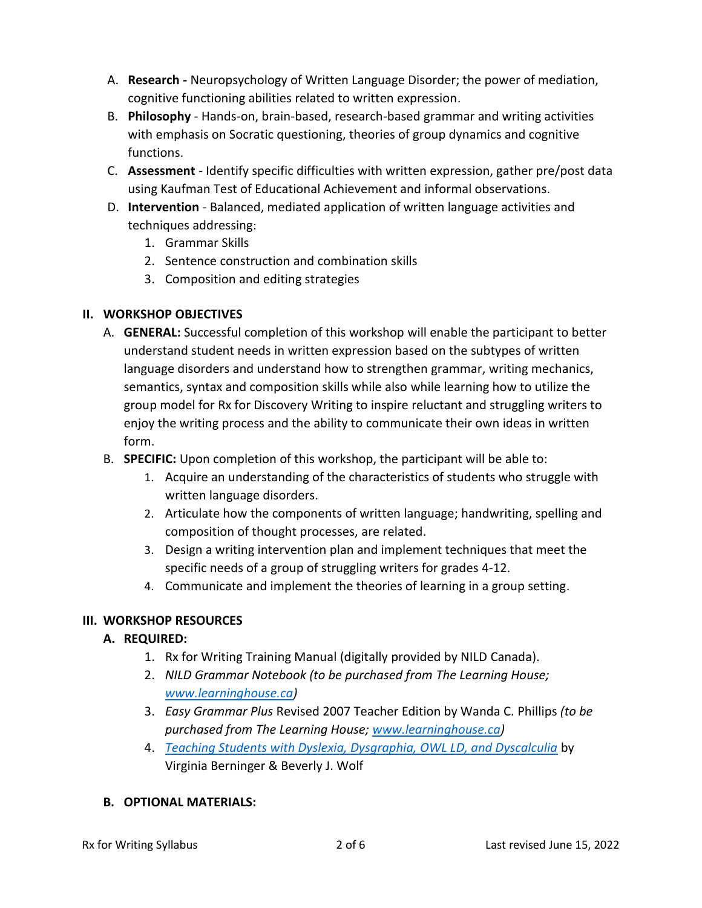A. **Research -** Neuropsychology of Written Language Disorder; the power of mediation, cognitive functioning abilities related to written expression.
B. **Philosophy** - Hands-on, brain-based, research-based grammar and writing activities with emphasis on Socratic questioning, theories of group dynamics and cognitive functions.
C. **Assessment** - Identify specific difficulties with written expression, gather pre/post data using Kaufman Test of Educational Achievement and informal observations.
D. **Intervention** - Balanced, mediated application of written language activities and techniques addressing:
   1. Grammar Skills
   2. Sentence construction and combination skills
   3. Composition and editing strategies

## II. WORKSHOP OBJECTIVES

A. **GENERAL:** Successful completion of this workshop will enable the participant to better understand student needs in written expression based on the subtypes of written language disorders and understand how to strengthen grammar, writing mechanics, semantics, syntax and composition skills while also while learning how to utilize the group model for Rx for Discovery Writing to inspire reluctant and struggling writers to enjoy the writing process and the ability to communicate their own ideas in written form.
B. **SPECIFIC:** Upon completion of this workshop, the participant will be able to:
   1. Acquire an understanding of the characteristics of students who struggle with written language disorders.
   2. Articulate how the components of written language; handwriting, spelling and composition of thought processes, are related.
   3. Design a writing intervention plan and implement techniques that meet the specific needs of a group of struggling writers for grades 4-12.
   4. Communicate and implement the theories of learning in a group setting.

## III. WORKSHOP RESOURCES

### A. REQUIRED:

1. Rx for Writing Training Manual (digitally provided by NILD Canada).
2. *NILD Grammar Notebook (to be purchased from The Learning House; [www.learninghouse.ca](www.learninghouse.ca))*
3. *Easy Grammar Plus* Revised 2007 Teacher Edition by Wanda C. Phillips *(to be purchased from The Learning House; [www.learninghouse.ca](www.learninghouse.ca))*
4. *Teaching Students with Dyslexia, Dysgraphia, OWL LD, and Dyscalculia* by Virginia Berninger & Beverly J. Wolf

### B. OPTIONAL MATERIALS: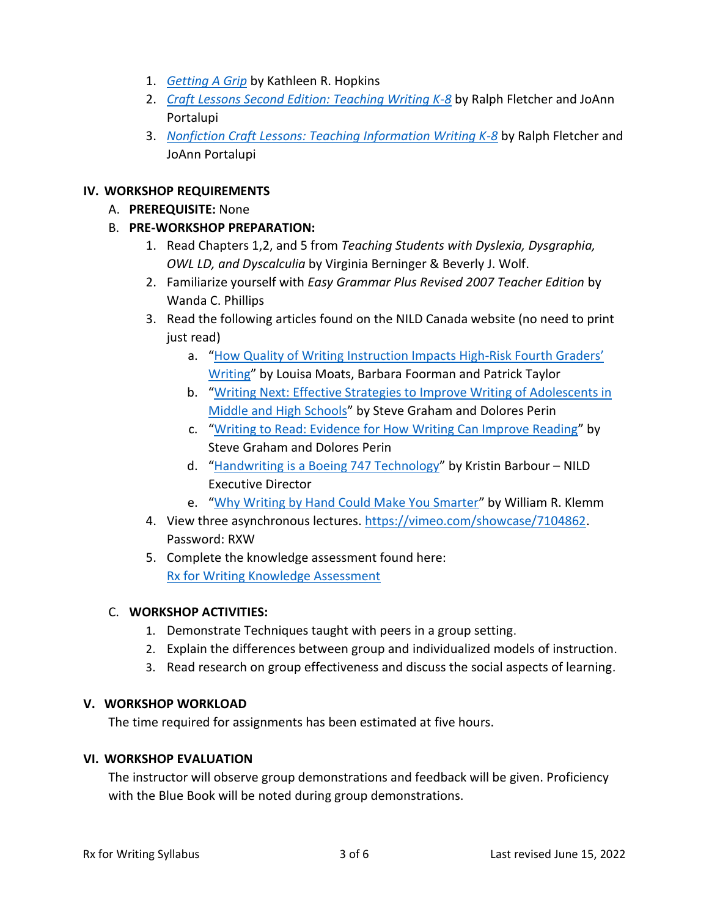1. *Getting A Grip* by Kathleen R. Hopkins
2. *Craft Lessons Second Edition: Teaching Writing K-8* by Ralph Fletcher and JoAnn Portalupi
3. *Nonfiction Craft Lessons: Teaching Information Writing K-8* by Ralph Fletcher and JoAnn Portalupi

## IV. WORKSHOP REQUIREMENTS

A. **PREREQUISITE:** None

B. **PRE-WORKSHOP PREPARATION:**

1. Read Chapters 1,2, and 5 from *Teaching Students with Dyslexia, Dysgraphia, OWL LD, and Dyscalculia* by Virginia Berninger & Beverly J. Wolf.
2. Familiarize yourself with *Easy Grammar Plus Revised 2007 Teacher Edition* by Wanda C. Phillips
3. Read the following articles found on the NILD Canada website (no need to print just read)
   a. "How Quality of Writing Instruction Impacts High-Risk Fourth Graders' Writing" by Louisa Moats, Barbara Foorman and Patrick Taylor
   b. "Writing Next: Effective Strategies to Improve Writing of Adolescents in Middle and High Schools" by Steve Graham and Dolores Perin
   c. "Writing to Read: Evidence for How Writing Can Improve Reading" by Steve Graham and Dolores Perin
   d. "Handwriting is a Boeing 747 Technology" by Kristin Barbour – NILD Executive Director
   e. "Why Writing by Hand Could Make You Smarter" by William R. Klemm
4. View three asynchronous lectures. https://vimeo.com/showcase/7104862. Password: RXW
5. Complete the knowledge assessment found here: Rx for Writing Knowledge Assessment

C. **WORKSHOP ACTIVITIES:**

1. Demonstrate Techniques taught with peers in a group setting.
2. Explain the differences between group and individualized models of instruction.
3. Read research on group effectiveness and discuss the social aspects of learning.

## V. WORKSHOP WORKLOAD

The time required for assignments has been estimated at five hours.

## VI. WORKSHOP EVALUATION

The instructor will observe group demonstrations and feedback will be given. Proficiency with the Blue Book will be noted during group demonstrations.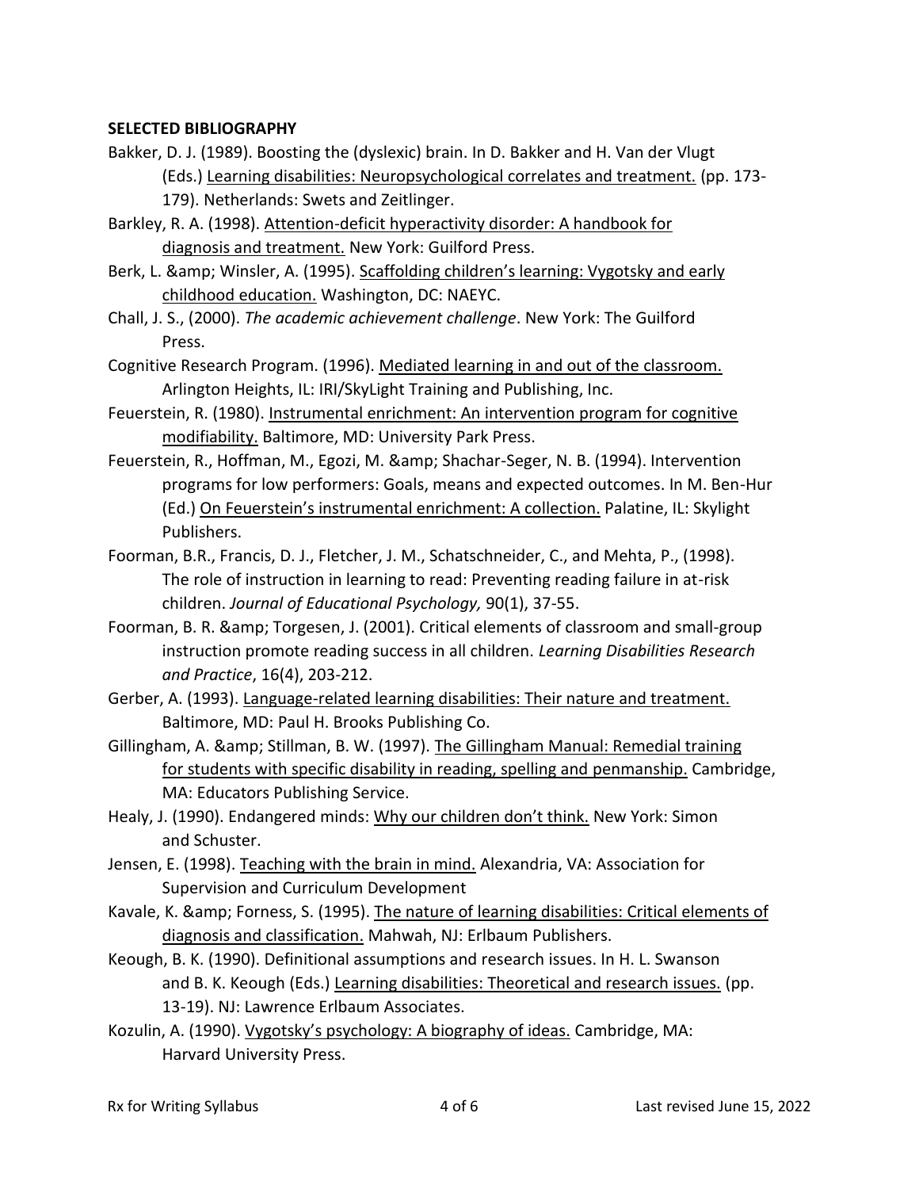**SELECTED BIBLIOGRAPHY**

Bakker, D. J. (1989). Boosting the (dyslexic) brain. In D. Bakker and H. Van der Vlugt (Eds.) Learning disabilities: Neuropsychological correlates and treatment. (pp. 173-179). Netherlands: Swets and Zeitlinger.

Barkley, R. A. (1998). Attention-deficit hyperactivity disorder: A handbook for diagnosis and treatment. New York: Guilford Press.

Berk, L. &amp; Winsler, A. (1995). Scaffolding children's learning: Vygotsky and early childhood education. Washington, DC: NAEYC.

Chall, J. S., (2000). *The academic achievement challenge*. New York: The Guilford Press.

Cognitive Research Program. (1996). Mediated learning in and out of the classroom. Arlington Heights, IL: IRI/SkyLight Training and Publishing, Inc.

Feuerstein, R. (1980). Instrumental enrichment: An intervention program for cognitive modifiability. Baltimore, MD: University Park Press.

Feuerstein, R., Hoffman, M., Egozi, M. &amp; Shachar-Seger, N. B. (1994). Intervention programs for low performers: Goals, means and expected outcomes. In M. Ben-Hur (Ed.) On Feuerstein's instrumental enrichment: A collection. Palatine, IL: Skylight Publishers.

Foorman, B.R., Francis, D. J., Fletcher, J. M., Schatschneider, C., and Mehta, P., (1998). The role of instruction in learning to read: Preventing reading failure in at-risk children. *Journal of Educational Psychology,* 90(1), 37-55.

Foorman, B. R. &amp; Torgesen, J. (2001). Critical elements of classroom and small-group instruction promote reading success in all children. *Learning Disabilities Research and Practice*, 16(4), 203-212.

Gerber, A. (1993). Language-related learning disabilities: Their nature and treatment. Baltimore, MD: Paul H. Brooks Publishing Co.

Gillingham, A. &amp; Stillman, B. W. (1997). The Gillingham Manual: Remedial training for students with specific disability in reading, spelling and penmanship. Cambridge, MA: Educators Publishing Service.

Healy, J. (1990). Endangered minds: Why our children don't think. New York: Simon and Schuster.

Jensen, E. (1998). Teaching with the brain in mind. Alexandria, VA: Association for Supervision and Curriculum Development

Kavale, K. &amp; Forness, S. (1995). The nature of learning disabilities: Critical elements of diagnosis and classification. Mahwah, NJ: Erlbaum Publishers.

Keough, B. K. (1990). Definitional assumptions and research issues. In H. L. Swanson and B. K. Keough (Eds.) Learning disabilities: Theoretical and research issues. (pp. 13-19). NJ: Lawrence Erlbaum Associates.

Kozulin, A. (1990). Vygotsky's psychology: A biography of ideas. Cambridge, MA: Harvard University Press.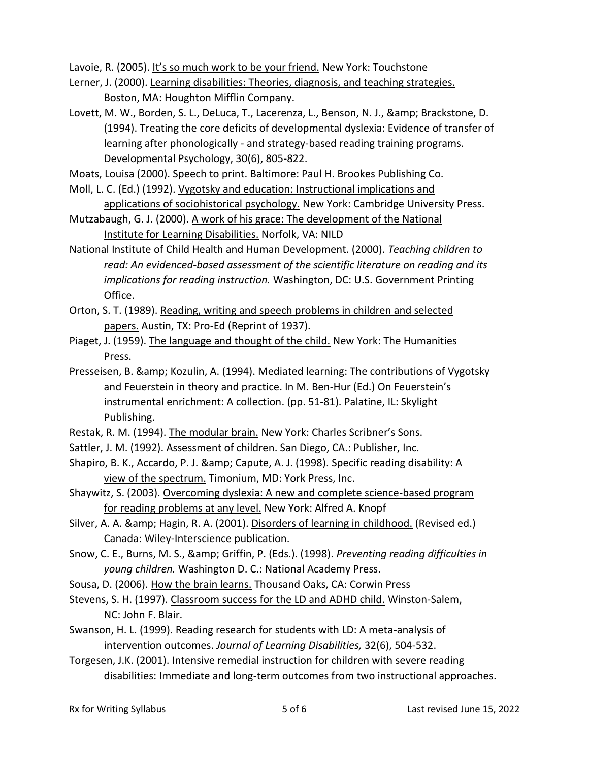Lavoie, R. (2005). <u>It's so much work to be your friend.</u> New York: Touchstone

Lerner, J. (2000). <u>Learning disabilities: Theories, diagnosis, and teaching strategies.</u> Boston, MA: Houghton Mifflin Company.

Lovett, M. W., Borden, S. L., DeLuca, T., Lacerenza, L., Benson, N. J., &amp; Brackstone, D. (1994). Treating the core deficits of developmental dyslexia: Evidence of transfer of learning after phonologically - and strategy-based reading training programs. <u>Developmental Psychology</u>, 30(6), 805-822.

Moats, Louisa (2000). <u>Speech to print.</u> Baltimore: Paul H. Brookes Publishing Co.

Moll, L. C. (Ed.) (1992). <u>Vygotsky and education: Instructional implications and applications of sociohistorical psychology.</u> New York: Cambridge University Press.

Mutzabaugh, G. J. (2000). <u>A work of his grace: The development of the National Institute for Learning Disabilities.</u> Norfolk, VA: NILD

National Institute of Child Health and Human Development. (2000). *Teaching children to read: An evidenced-based assessment of the scientific literature on reading and its implications for reading instruction.* Washington, DC: U.S. Government Printing Office.

Orton, S. T. (1989). <u>Reading, writing and speech problems in children and selected papers.</u> Austin, TX: Pro-Ed (Reprint of 1937).

Piaget, J. (1959). <u>The language and thought of the child.</u> New York: The Humanities Press.

Presseisen, B. &amp; Kozulin, A. (1994). Mediated learning: The contributions of Vygotsky and Feuerstein in theory and practice. In M. Ben-Hur (Ed.) <u>On Feuerstein's instrumental enrichment: A collection.</u> (pp. 51-81). Palatine, IL: Skylight Publishing.

Restak, R. M. (1994). <u>The modular brain.</u> New York: Charles Scribner's Sons.

Sattler, J. M. (1992). <u>Assessment of children.</u> San Diego, CA.: Publisher, Inc.

Shapiro, B. K., Accardo, P. J. &amp; Capute, A. J. (1998). <u>Specific reading disability: A view of the spectrum.</u> Timonium, MD: York Press, Inc.

Shaywitz, S. (2003). <u>Overcoming dyslexia: A new and complete science-based program for reading problems at any level.</u> New York: Alfred A. Knopf

Silver, A. A. &amp; Hagin, R. A. (2001). <u>Disorders of learning in childhood.</u> (Revised ed.) Canada: Wiley-Interscience publication.

Snow, C. E., Burns, M. S., &amp; Griffin, P. (Eds.). (1998). *Preventing reading difficulties in young children.* Washington D. C.: National Academy Press.

Sousa, D. (2006). <u>How the brain learns.</u> Thousand Oaks, CA: Corwin Press

Stevens, S. H. (1997). <u>Classroom success for the LD and ADHD child.</u> Winston-Salem, NC: John F. Blair.

Swanson, H. L. (1999). Reading research for students with LD: A meta-analysis of intervention outcomes. *Journal of Learning Disabilities,* 32(6), 504-532.

Torgesen, J.K. (2001). Intensive remedial instruction for children with severe reading disabilities: Immediate and long-term outcomes from two instructional approaches.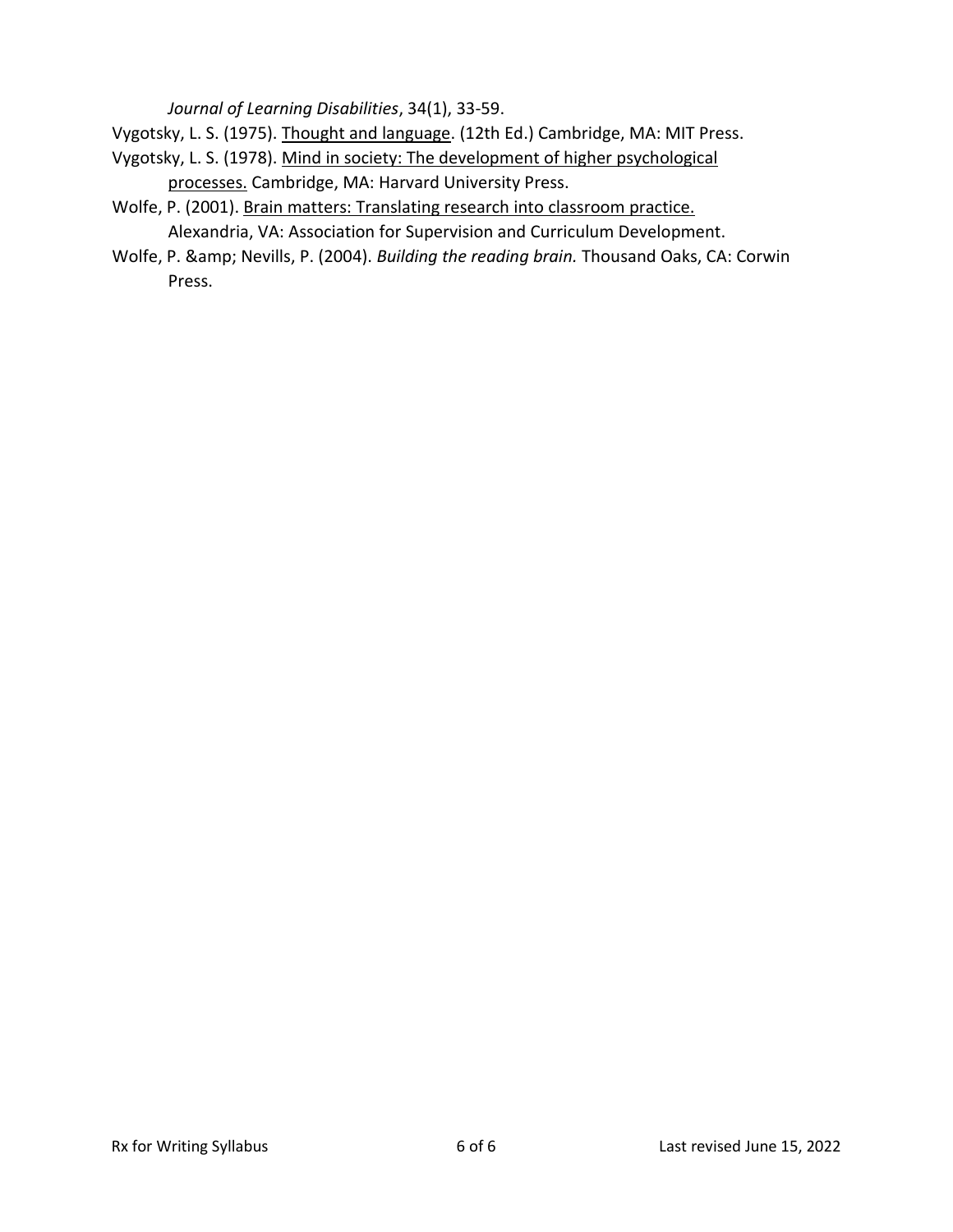*Journal of Learning Disabilities*, 34(1), 33-59.

Vygotsky, L. S. (1975). Thought and language. (12th Ed.) Cambridge, MA: MIT Press.

Vygotsky, L. S. (1978). Mind in society: The development of higher psychological processes. Cambridge, MA: Harvard University Press.

Wolfe, P. (2001). Brain matters: Translating research into classroom practice. Alexandria, VA: Association for Supervision and Curriculum Development.

Wolfe, P. &amp; Nevills, P. (2004). *Building the reading brain.* Thousand Oaks, CA: Corwin Press.